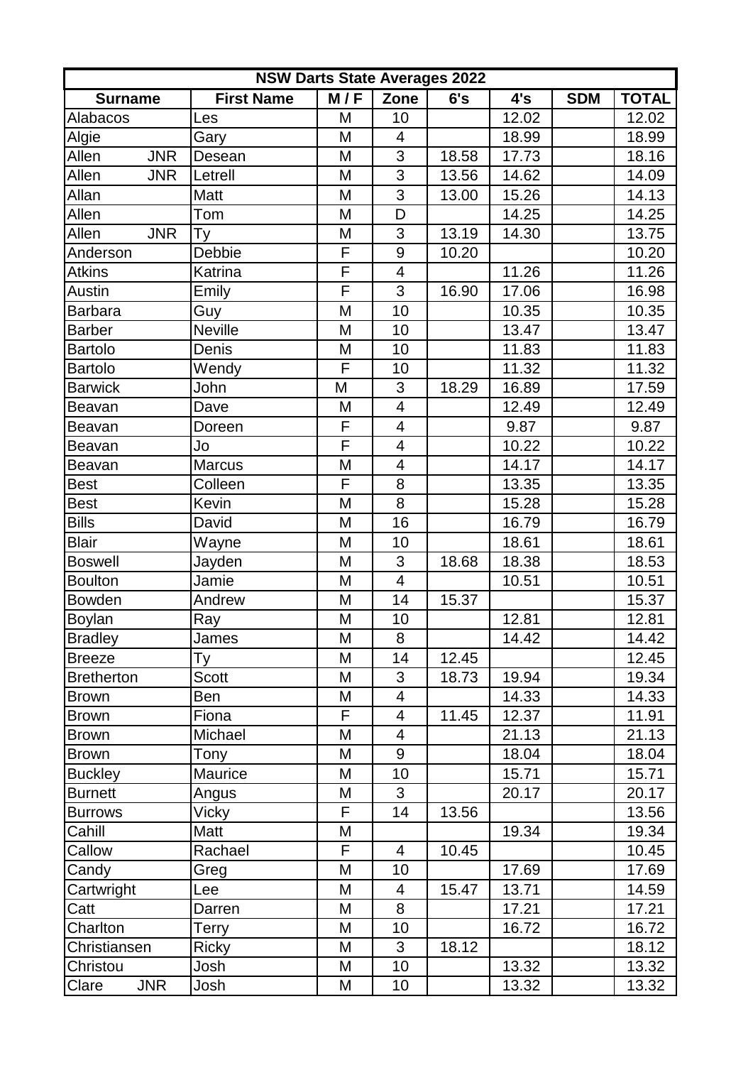| NSW Darts State Averages 2022 | | | | | | | |
|---|---|---|---|---|---|---|---|
| **Surname** | **First Name** | **M / F** | **Zone** | **6's** | **4's** | **SDM** | **TOTAL** |
| Alabacos | Les | M | 10 | | 12.02 | | 12.02 |
| Algie | Gary | M | 4 | | 18.99 | | 18.99 |
| Allen JNR | Desean | M | 3 | 18.58 | 17.73 | | 18.16 |
| Allen JNR | Letrell | M | 3 | 13.56 | 14.62 | | 14.09 |
| Allan | Matt | M | 3 | 13.00 | 15.26 | | 14.13 |
| Allen | Tom | M | D | | 14.25 | | 14.25 |
| Allen JNR | Ty | M | 3 | 13.19 | 14.30 | | 13.75 |
| Anderson | Debbie | F | 9 | 10.20 | | | 10.20 |
| Atkins | Katrina | F | 4 | | 11.26 | | 11.26 |
| Austin | Emily | F | 3 | 16.90 | 17.06 | | 16.98 |
| Barbara | Guy | M | 10 | | 10.35 | | 10.35 |
| Barber | Neville | M | 10 | | 13.47 | | 13.47 |
| Bartolo | Denis | M | 10 | | 11.83 | | 11.83 |
| Bartolo | Wendy | F | 10 | | 11.32 | | 11.32 |
| Barwick | John | M | 3 | 18.29 | 16.89 | | 17.59 |
| Beavan | Dave | M | 4 | | 12.49 | | 12.49 |
| Beavan | Doreen | F | 4 | | 9.87 | | 9.87 |
| Beavan | Jo | F | 4 | | 10.22 | | 10.22 |
| Beavan | Marcus | M | 4 | | 14.17 | | 14.17 |
| Best | Colleen | F | 8 | | 13.35 | | 13.35 |
| Best | Kevin | M | 8 | | 15.28 | | 15.28 |
| Bills | David | M | 16 | | 16.79 | | 16.79 |
| Blair | Wayne | M | 10 | | 18.61 | | 18.61 |
| Boswell | Jayden | M | 3 | 18.68 | 18.38 | | 18.53 |
| Boulton | Jamie | M | 4 | | 10.51 | | 10.51 |
| Bowden | Andrew | M | 14 | 15.37 | | | 15.37 |
| Boylan | Ray | M | 10 | | 12.81 | | 12.81 |
| Bradley | James | M | 8 | | 14.42 | | 14.42 |
| Breeze | Ty | M | 14 | 12.45 | | | 12.45 |
| Bretherton | Scott | M | 3 | 18.73 | 19.94 | | 19.34 |
| Brown | Ben | M | 4 | | 14.33 | | 14.33 |
| Brown | Fiona | F | 4 | 11.45 | 12.37 | | 11.91 |
| Brown | Michael | M | 4 | | 21.13 | | 21.13 |
| Brown | Tony | M | 9 | | 18.04 | | 18.04 |
| Buckley | Maurice | M | 10 | | 15.71 | | 15.71 |
| Burnett | Angus | M | 3 | | 20.17 | | 20.17 |
| Burrows | Vicky | F | 14 | 13.56 | | | 13.56 |
| Cahill | Matt | M | | | 19.34 | | 19.34 |
| Callow | Rachael | F | 4 | 10.45 | | | 10.45 |
| Candy | Greg | M | 10 | | 17.69 | | 17.69 |
| Cartwright | Lee | M | 4 | 15.47 | 13.71 | | 14.59 |
| Catt | Darren | M | 8 | | 17.21 | | 17.21 |
| Charlton | Terry | M | 10 | | 16.72 | | 16.72 |
| Christiansen | Ricky | M | 3 | 18.12 | | | 18.12 |
| Christou | Josh | M | 10 | | 13.32 | | 13.32 |
| Clare JNR | Josh | M | 10 | | 13.32 | | 13.32 |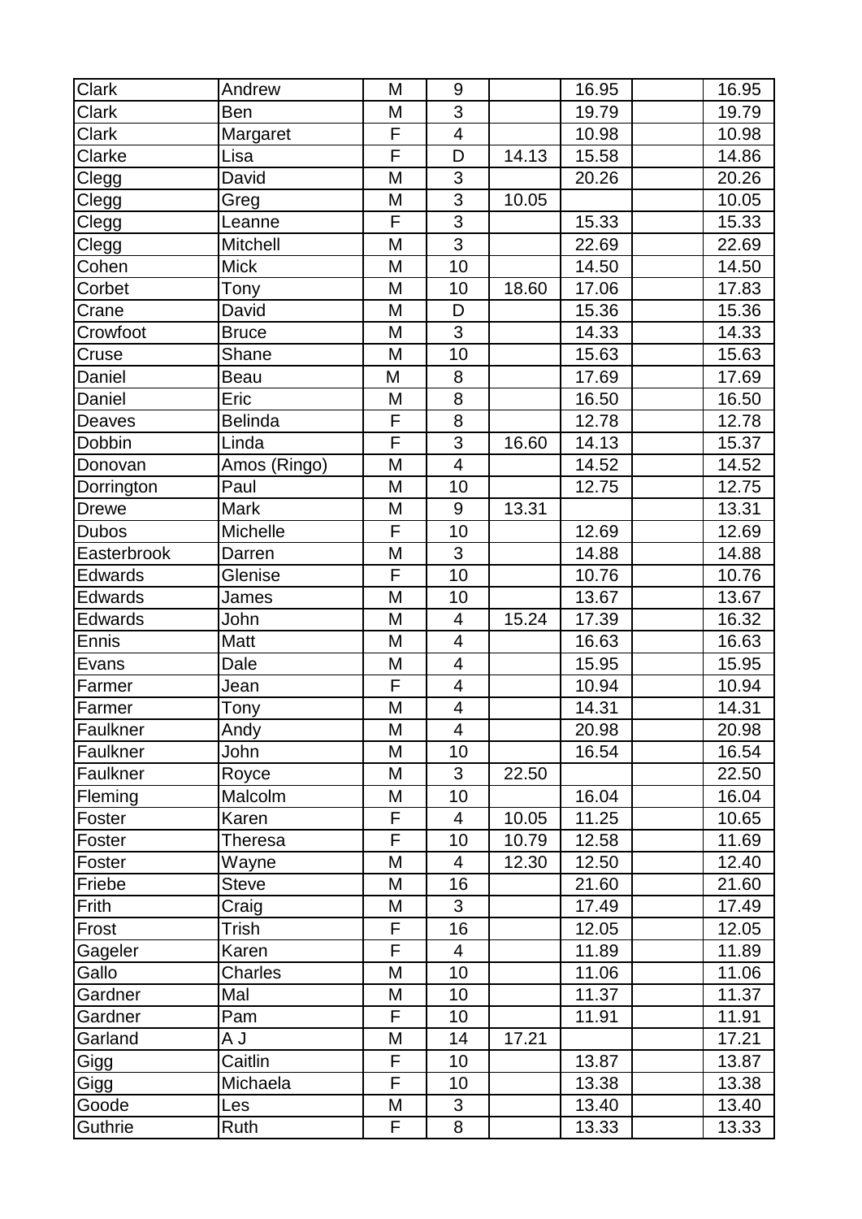| | | | | | | | |
|---|---|---|---|---|---|---|---|
| Clark | Andrew | M | 9 | | 16.95 | | 16.95 |
| Clark | Ben | M | 3 | | 19.79 | | 19.79 |
| Clark | Margaret | F | 4 | | 10.98 | | 10.98 |
| Clarke | Lisa | F | D | 14.13 | 15.58 | | 14.86 |
| Clegg | David | M | 3 | | 20.26 | | 20.26 |
| Clegg | Greg | M | 3 | 10.05 | | | 10.05 |
| Clegg | Leanne | F | 3 | | 15.33 | | 15.33 |
| Clegg | Mitchell | M | 3 | | 22.69 | | 22.69 |
| Cohen | Mick | M | 10 | | 14.50 | | 14.50 |
| Corbet | Tony | M | 10 | 18.60 | 17.06 | | 17.83 |
| Crane | David | M | D | | 15.36 | | 15.36 |
| Crowfoot | Bruce | M | 3 | | 14.33 | | 14.33 |
| Cruse | Shane | M | 10 | | 15.63 | | 15.63 |
| Daniel | Beau | M | 8 | | 17.69 | | 17.69 |
| Daniel | Eric | M | 8 | | 16.50 | | 16.50 |
| Deaves | Belinda | F | 8 | | 12.78 | | 12.78 |
| Dobbin | Linda | F | 3 | 16.60 | 14.13 | | 15.37 |
| Donovan | Amos (Ringo) | M | 4 | | 14.52 | | 14.52 |
| Dorrington | Paul | M | 10 | | 12.75 | | 12.75 |
| Drewe | Mark | M | 9 | 13.31 | | | 13.31 |
| Dubos | Michelle | F | 10 | | 12.69 | | 12.69 |
| Easterbrook | Darren | M | 3 | | 14.88 | | 14.88 |
| Edwards | Glenise | F | 10 | | 10.76 | | 10.76 |
| Edwards | James | M | 10 | | 13.67 | | 13.67 |
| Edwards | John | M | 4 | 15.24 | 17.39 | | 16.32 |
| Ennis | Matt | M | 4 | | 16.63 | | 16.63 |
| Evans | Dale | M | 4 | | 15.95 | | 15.95 |
| Farmer | Jean | F | 4 | | 10.94 | | 10.94 |
| Farmer | Tony | M | 4 | | 14.31 | | 14.31 |
| Faulkner | Andy | M | 4 | | 20.98 | | 20.98 |
| Faulkner | John | M | 10 | | 16.54 | | 16.54 |
| Faulkner | Royce | M | 3 | 22.50 | | | 22.50 |
| Fleming | Malcolm | M | 10 | | 16.04 | | 16.04 |
| Foster | Karen | F | 4 | 10.05 | 11.25 | | 10.65 |
| Foster | Theresa | F | 10 | 10.79 | 12.58 | | 11.69 |
| Foster | Wayne | M | 4 | 12.30 | 12.50 | | 12.40 |
| Friebe | Steve | M | 16 | | 21.60 | | 21.60 |
| Frith | Craig | M | 3 | | 17.49 | | 17.49 |
| Frost | Trish | F | 16 | | 12.05 | | 12.05 |
| Gageler | Karen | F | 4 | | 11.89 | | 11.89 |
| Gallo | Charles | M | 10 | | 11.06 | | 11.06 |
| Gardner | Mal | M | 10 | | 11.37 | | 11.37 |
| Gardner | Pam | F | 10 | | 11.91 | | 11.91 |
| Garland | A J | M | 14 | 17.21 | | | 17.21 |
| Gigg | Caitlin | F | 10 | | 13.87 | | 13.87 |
| Gigg | Michaela | F | 10 | | 13.38 | | 13.38 |
| Goode | Les | M | 3 | | 13.40 | | 13.40 |
| Guthrie | Ruth | F | 8 | | 13.33 | | 13.33 |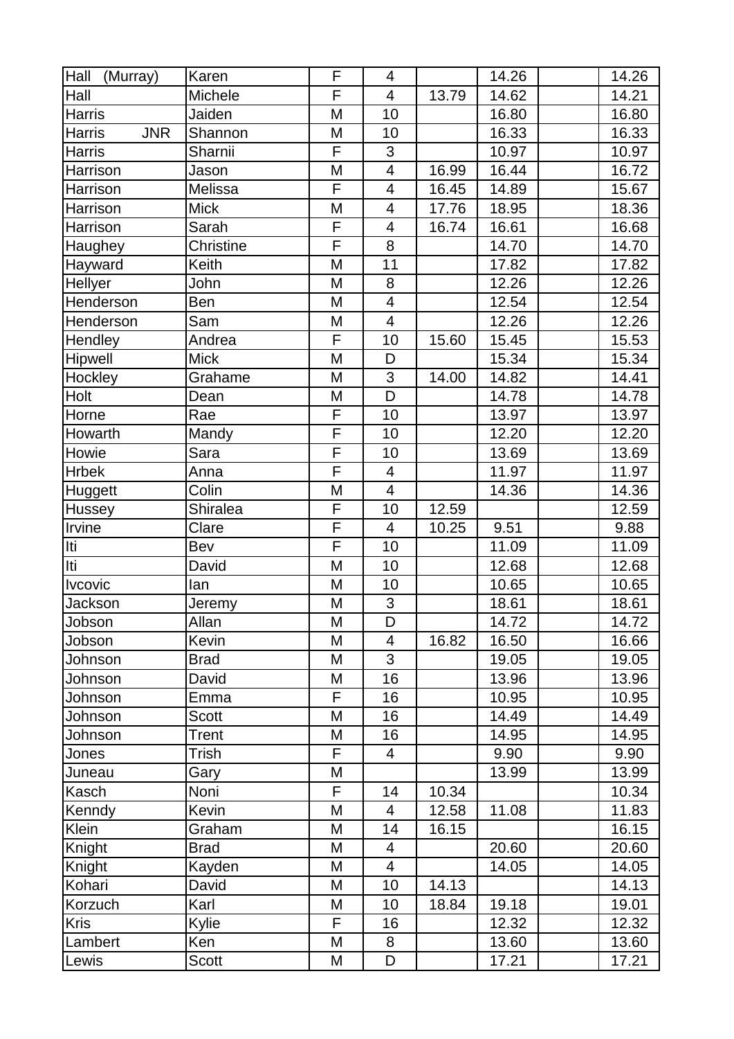| Hall (Murray) | Karen | F | 4 | | 14.26 | | 14.26 |
|---|---|---|---|---|---|---|---|
| Hall | Michele | F | 4 | 13.79 | 14.62 | | 14.21 |
| Harris | Jaiden | M | 10 | | 16.80 | | 16.80 |
| Harris JNR | Shannon | M | 10 | | 16.33 | | 16.33 |
| Harris | Sharnii | F | 3 | | 10.97 | | 10.97 |
| Harrison | Jason | M | 4 | 16.99 | 16.44 | | 16.72 |
| Harrison | Melissa | F | 4 | 16.45 | 14.89 | | 15.67 |
| Harrison | Mick | M | 4 | 17.76 | 18.95 | | 18.36 |
| Harrison | Sarah | F | 4 | 16.74 | 16.61 | | 16.68 |
| Haughey | Christine | F | 8 | | 14.70 | | 14.70 |
| Hayward | Keith | M | 11 | | 17.82 | | 17.82 |
| Hellyer | John | M | 8 | | 12.26 | | 12.26 |
| Henderson | Ben | M | 4 | | 12.54 | | 12.54 |
| Henderson | Sam | M | 4 | | 12.26 | | 12.26 |
| Hendley | Andrea | F | 10 | 15.60 | 15.45 | | 15.53 |
| Hipwell | Mick | M | D | | 15.34 | | 15.34 |
| Hockley | Grahame | M | 3 | 14.00 | 14.82 | | 14.41 |
| Holt | Dean | M | D | | 14.78 | | 14.78 |
| Horne | Rae | F | 10 | | 13.97 | | 13.97 |
| Howarth | Mandy | F | 10 | | 12.20 | | 12.20 |
| Howie | Sara | F | 10 | | 13.69 | | 13.69 |
| Hrbek | Anna | F | 4 | | 11.97 | | 11.97 |
| Huggett | Colin | M | 4 | | 14.36 | | 14.36 |
| Hussey | Shiralea | F | 10 | 12.59 | | | 12.59 |
| Irvine | Clare | F | 4 | 10.25 | 9.51 | | 9.88 |
| Iti | Bev | F | 10 | | 11.09 | | 11.09 |
| Iti | David | M | 10 | | 12.68 | | 12.68 |
| Ivcovic | Ian | M | 10 | | 10.65 | | 10.65 |
| Jackson | Jeremy | M | 3 | | 18.61 | | 18.61 |
| Jobson | Allan | M | D | | 14.72 | | 14.72 |
| Jobson | Kevin | M | 4 | 16.82 | 16.50 | | 16.66 |
| Johnson | Brad | M | 3 | | 19.05 | | 19.05 |
| Johnson | David | M | 16 | | 13.96 | | 13.96 |
| Johnson | Emma | F | 16 | | 10.95 | | 10.95 |
| Johnson | Scott | M | 16 | | 14.49 | | 14.49 |
| Johnson | Trent | M | 16 | | 14.95 | | 14.95 |
| Jones | Trish | F | 4 | | 9.90 | | 9.90 |
| Juneau | Gary | M | | | 13.99 | | 13.99 |
| Kasch | Noni | F | 14 | 10.34 | | | 10.34 |
| Kenndy | Kevin | M | 4 | 12.58 | 11.08 | | 11.83 |
| Klein | Graham | M | 14 | 16.15 | | | 16.15 |
| Knight | Brad | M | 4 | | 20.60 | | 20.60 |
| Knight | Kayden | M | 4 | | 14.05 | | 14.05 |
| Kohari | David | M | 10 | 14.13 | | | 14.13 |
| Korzuch | Karl | M | 10 | 18.84 | 19.18 | | 19.01 |
| Kris | Kylie | F | 16 | | 12.32 | | 12.32 |
| Lambert | Ken | M | 8 | | 13.60 | | 13.60 |
| Lewis | Scott | M | D | | 17.21 | | 17.21 |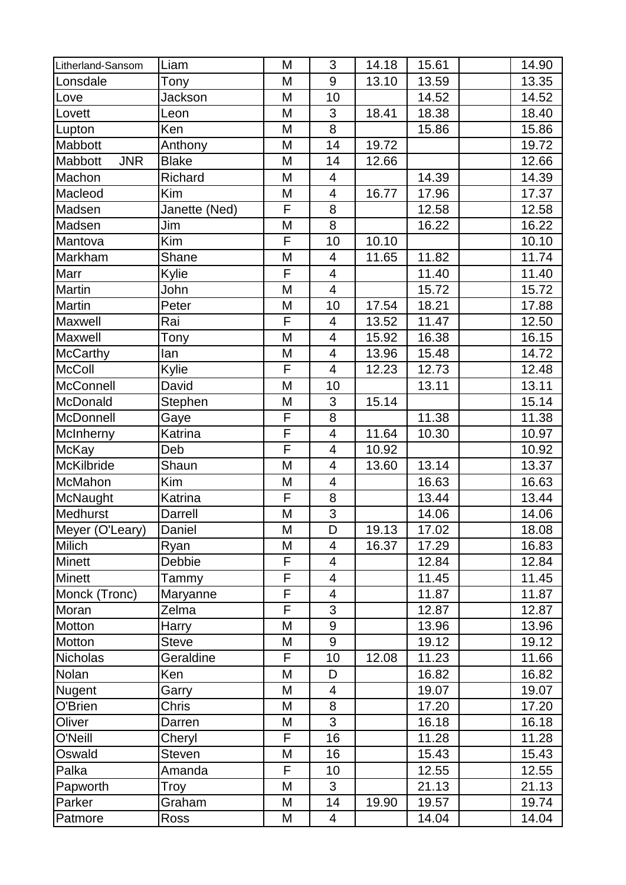| | | | | | | | |
|---|---|---|---|---|---|---|---|
| Litherland-Sansom | Liam | M | 3 | 14.18 | 15.61 | | 14.90 |
| Lonsdale | Tony | M | 9 | 13.10 | 13.59 | | 13.35 |
| Love | Jackson | M | 10 | | 14.52 | | 14.52 |
| Lovett | Leon | M | 3 | 18.41 | 18.38 | | 18.40 |
| Lupton | Ken | M | 8 | | 15.86 | | 15.86 |
| Mabbott | Anthony | M | 14 | 19.72 | | | 19.72 |
| Mabbott JNR | Blake | M | 14 | 12.66 | | | 12.66 |
| Machon | Richard | M | 4 | | 14.39 | | 14.39 |
| Macleod | Kim | M | 4 | 16.77 | 17.96 | | 17.37 |
| Madsen | Janette (Ned) | F | 8 | | 12.58 | | 12.58 |
| Madsen | Jim | M | 8 | | 16.22 | | 16.22 |
| Mantova | Kim | F | 10 | 10.10 | | | 10.10 |
| Markham | Shane | M | 4 | 11.65 | 11.82 | | 11.74 |
| Marr | Kylie | F | 4 | | 11.40 | | 11.40 |
| Martin | John | M | 4 | | 15.72 | | 15.72 |
| Martin | Peter | M | 10 | 17.54 | 18.21 | | 17.88 |
| Maxwell | Rai | F | 4 | 13.52 | 11.47 | | 12.50 |
| Maxwell | Tony | M | 4 | 15.92 | 16.38 | | 16.15 |
| McCarthy | Ian | M | 4 | 13.96 | 15.48 | | 14.72 |
| McColl | Kylie | F | 4 | 12.23 | 12.73 | | 12.48 |
| McConnell | David | M | 10 | | 13.11 | | 13.11 |
| McDonald | Stephen | M | 3 | 15.14 | | | 15.14 |
| McDonnell | Gaye | F | 8 | | 11.38 | | 11.38 |
| McInherny | Katrina | F | 4 | 11.64 | 10.30 | | 10.97 |
| McKay | Deb | F | 4 | 10.92 | | | 10.92 |
| McKilbride | Shaun | M | 4 | 13.60 | 13.14 | | 13.37 |
| McMahon | Kim | M | 4 | | 16.63 | | 16.63 |
| McNaught | Katrina | F | 8 | | 13.44 | | 13.44 |
| Medhurst | Darrell | M | 3 | | 14.06 | | 14.06 |
| Meyer (O'Leary) | Daniel | M | D | 19.13 | 17.02 | | 18.08 |
| Milich | Ryan | M | 4 | 16.37 | 17.29 | | 16.83 |
| Minett | Debbie | F | 4 | | 12.84 | | 12.84 |
| Minett | Tammy | F | 4 | | 11.45 | | 11.45 |
| Monck (Tronc) | Maryanne | F | 4 | | 11.87 | | 11.87 |
| Moran | Zelma | F | 3 | | 12.87 | | 12.87 |
| Motton | Harry | M | 9 | | 13.96 | | 13.96 |
| Motton | Steve | M | 9 | | 19.12 | | 19.12 |
| Nicholas | Geraldine | F | 10 | 12.08 | 11.23 | | 11.66 |
| Nolan | Ken | M | D | | 16.82 | | 16.82 |
| Nugent | Garry | M | 4 | | 19.07 | | 19.07 |
| O'Brien | Chris | M | 8 | | 17.20 | | 17.20 |
| Oliver | Darren | M | 3 | | 16.18 | | 16.18 |
| O'Neill | Cheryl | F | 16 | | 11.28 | | 11.28 |
| Oswald | Steven | M | 16 | | 15.43 | | 15.43 |
| Palka | Amanda | F | 10 | | 12.55 | | 12.55 |
| Papworth | Troy | M | 3 | | 21.13 | | 21.13 |
| Parker | Graham | M | 14 | 19.90 | 19.57 | | 19.74 |
| Patmore | Ross | M | 4 | | 14.04 | | 14.04 |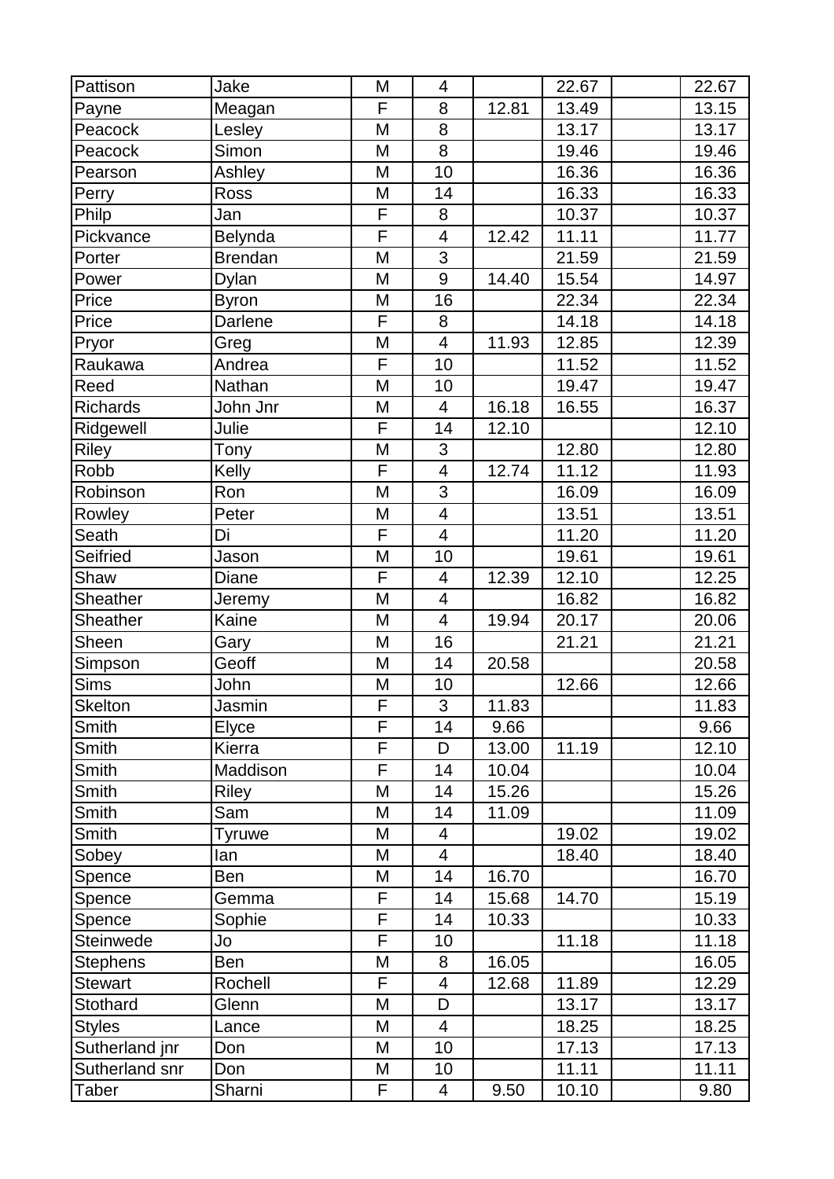| Pattison | Jake | M | 4 | | 22.67 | | 22.67 |
|---|---|---|---|---|---|---|---|
| Payne | Meagan | F | 8 | 12.81 | 13.49 | | 13.15 |
| Peacock | Lesley | M | 8 | | 13.17 | | 13.17 |
| Peacock | Simon | M | 8 | | 19.46 | | 19.46 |
| Pearson | Ashley | M | 10 | | 16.36 | | 16.36 |
| Perry | Ross | M | 14 | | 16.33 | | 16.33 |
| Philp | Jan | F | 8 | | 10.37 | | 10.37 |
| Pickvance | Belynda | F | 4 | 12.42 | 11.11 | | 11.77 |
| Porter | Brendan | M | 3 | | 21.59 | | 21.59 |
| Power | Dylan | M | 9 | 14.40 | 15.54 | | 14.97 |
| Price | Byron | M | 16 | | 22.34 | | 22.34 |
| Price | Darlene | F | 8 | | 14.18 | | 14.18 |
| Pryor | Greg | M | 4 | 11.93 | 12.85 | | 12.39 |
| Raukawa | Andrea | F | 10 | | 11.52 | | 11.52 |
| Reed | Nathan | M | 10 | | 19.47 | | 19.47 |
| Richards | John Jnr | M | 4 | 16.18 | 16.55 | | 16.37 |
| Ridgewell | Julie | F | 14 | 12.10 | | | 12.10 |
| Riley | Tony | M | 3 | | 12.80 | | 12.80 |
| Robb | Kelly | F | 4 | 12.74 | 11.12 | | 11.93 |
| Robinson | Ron | M | 3 | | 16.09 | | 16.09 |
| Rowley | Peter | M | 4 | | 13.51 | | 13.51 |
| Seath | Di | F | 4 | | 11.20 | | 11.20 |
| Seifried | Jason | M | 10 | | 19.61 | | 19.61 |
| Shaw | Diane | F | 4 | 12.39 | 12.10 | | 12.25 |
| Sheather | Jeremy | M | 4 | | 16.82 | | 16.82 |
| Sheather | Kaine | M | 4 | 19.94 | 20.17 | | 20.06 |
| Sheen | Gary | M | 16 | | 21.21 | | 21.21 |
| Simpson | Geoff | M | 14 | 20.58 | | | 20.58 |
| Sims | John | M | 10 | | 12.66 | | 12.66 |
| Skelton | Jasmin | F | 3 | 11.83 | | | 11.83 |
| Smith | Elyce | F | 14 | 9.66 | | | 9.66 |
| Smith | Kierra | F | D | 13.00 | 11.19 | | 12.10 |
| Smith | Maddison | F | 14 | 10.04 | | | 10.04 |
| Smith | Riley | M | 14 | 15.26 | | | 15.26 |
| Smith | Sam | M | 14 | 11.09 | | | 11.09 |
| Smith | Tyruwe | M | 4 | | 19.02 | | 19.02 |
| Sobey | Ian | M | 4 | | 18.40 | | 18.40 |
| Spence | Ben | M | 14 | 16.70 | | | 16.70 |
| Spence | Gemma | F | 14 | 15.68 | 14.70 | | 15.19 |
| Spence | Sophie | F | 14 | 10.33 | | | 10.33 |
| Steinwede | Jo | F | 10 | | 11.18 | | 11.18 |
| Stephens | Ben | M | 8 | 16.05 | | | 16.05 |
| Stewart | Rochell | F | 4 | 12.68 | 11.89 | | 12.29 |
| Stothard | Glenn | M | D | | 13.17 | | 13.17 |
| Styles | Lance | M | 4 | | 18.25 | | 18.25 |
| Sutherland jnr | Don | M | 10 | | 17.13 | | 17.13 |
| Sutherland snr | Don | M | 10 | | 11.11 | | 11.11 |
| Taber | Sharni | F | 4 | 9.50 | 10.10 | | 9.80 |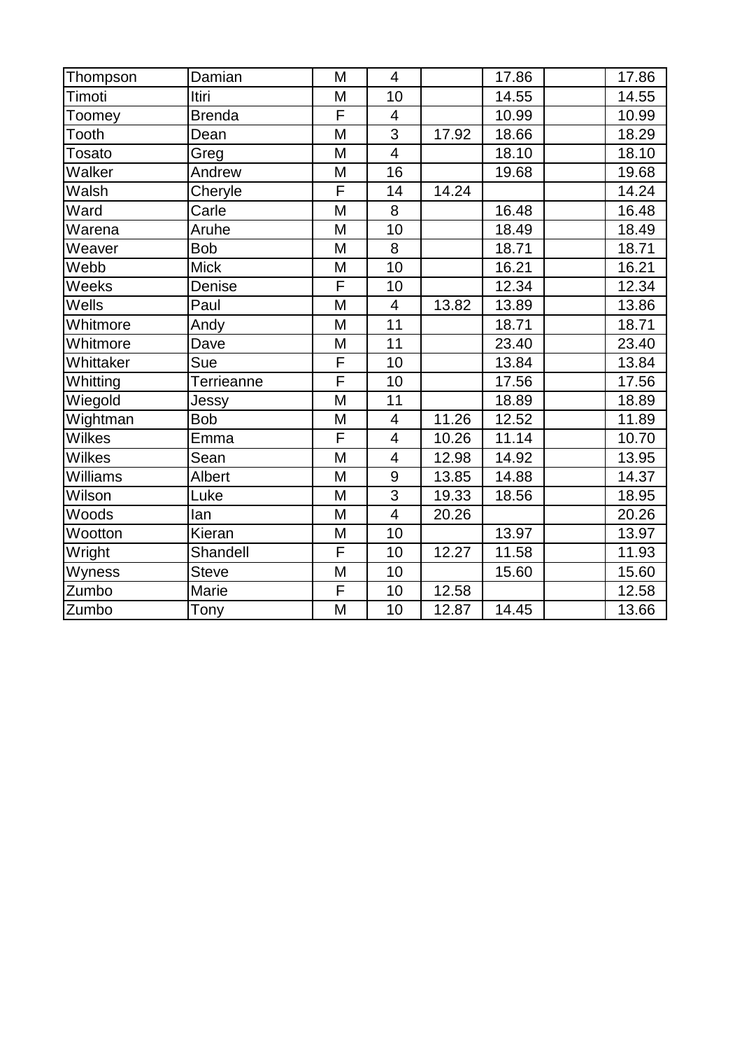| | | | | | | | |
|---|---|---|---|---|---|---|---|
| Thompson | Damian | M | 4 | | 17.86 | | 17.86 |
| Timoti | Itiri | M | 10 | | 14.55 | | 14.55 |
| Toomey | Brenda | F | 4 | | 10.99 | | 10.99 |
| Tooth | Dean | M | 3 | 17.92 | 18.66 | | 18.29 |
| Tosato | Greg | M | 4 | | 18.10 | | 18.10 |
| Walker | Andrew | M | 16 | | 19.68 | | 19.68 |
| Walsh | Cheryle | F | 14 | 14.24 | | | 14.24 |
| Ward | Carle | M | 8 | | 16.48 | | 16.48 |
| Warena | Aruhe | M | 10 | | 18.49 | | 18.49 |
| Weaver | Bob | M | 8 | | 18.71 | | 18.71 |
| Webb | Mick | M | 10 | | 16.21 | | 16.21 |
| Weeks | Denise | F | 10 | | 12.34 | | 12.34 |
| Wells | Paul | M | 4 | 13.82 | 13.89 | | 13.86 |
| Whitmore | Andy | M | 11 | | 18.71 | | 18.71 |
| Whitmore | Dave | M | 11 | | 23.40 | | 23.40 |
| Whittaker | Sue | F | 10 | | 13.84 | | 13.84 |
| Whitting | Terrieanne | F | 10 | | 17.56 | | 17.56 |
| Wiegold | Jessy | M | 11 | | 18.89 | | 18.89 |
| Wightman | Bob | M | 4 | 11.26 | 12.52 | | 11.89 |
| Wilkes | Emma | F | 4 | 10.26 | 11.14 | | 10.70 |
| Wilkes | Sean | M | 4 | 12.98 | 14.92 | | 13.95 |
| Williams | Albert | M | 9 | 13.85 | 14.88 | | 14.37 |
| Wilson | Luke | M | 3 | 19.33 | 18.56 | | 18.95 |
| Woods | Ian | M | 4 | 20.26 | | | 20.26 |
| Wootton | Kieran | M | 10 | | 13.97 | | 13.97 |
| Wright | Shandell | F | 10 | 12.27 | 11.58 | | 11.93 |
| Wyness | Steve | M | 10 | | 15.60 | | 15.60 |
| Zumbo | Marie | F | 10 | 12.58 | | | 12.58 |
| Zumbo | Tony | M | 10 | 12.87 | 14.45 | | 13.66 |